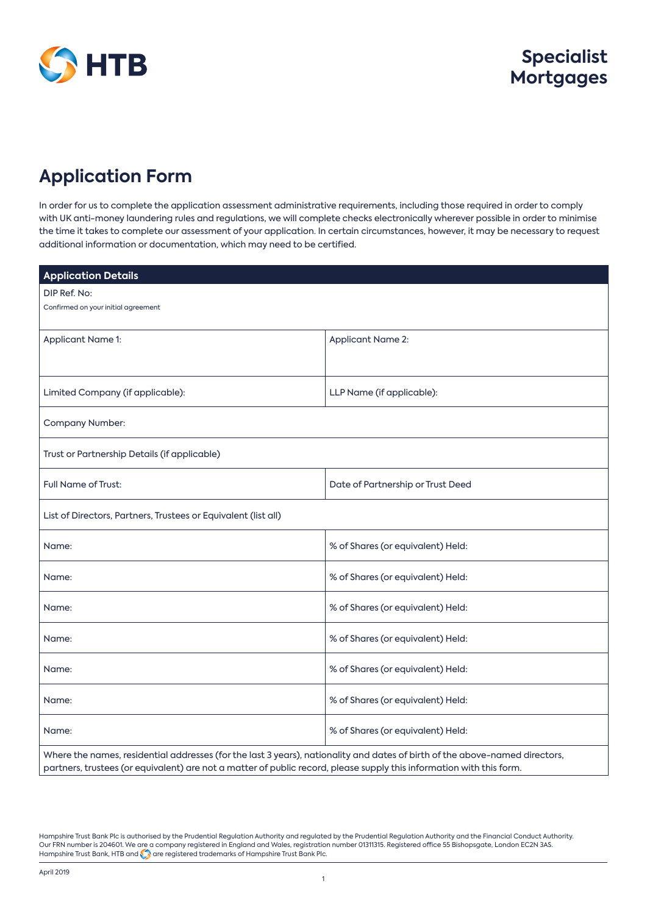HTB

Specialist Mortgages

# Application Form

In order for us to complete the application assessment administrative requirements, including those required in order to comply with UK anti-money laundering rules and regulations, we will complete checks electronically wherever possible in order to minimise the time it takes to complete our assessment of your application. In certain circumstances, however, it may be necessary to request additional information or documentation, which may need to be certified.

| Application Details | |
|---|---|
| DIP Ref. No:<br>Confirmed on your initial agreement | |
| Applicant Name 1: | Applicant Name 2: |
| Limited Company (if applicable): | LLP Name (if applicable): |
| Company Number: | |
| Trust or Partnership Details (if applicable) | |
| Full Name of Trust: | Date of Partnership or Trust Deed |
| List of Directors, Partners, Trustees or Equivalent (list all) | |
| Name: | % of Shares (or equivalent) Held: |
| Name: | % of Shares (or equivalent) Held: |
| Name: | % of Shares (or equivalent) Held: |
| Name: | % of Shares (or equivalent) Held: |
| Name: | % of Shares (or equivalent) Held: |
| Name: | % of Shares (or equivalent) Held: |
| Name: | % of Shares (or equivalent) Held: |
| Where the names, residential addresses (for the last 3 years), nationality and dates of birth of the above-named directors, partners, trustees (or equivalent) are not a matter of public record, please supply this information with this form. | |

Hampshire Trust Bank Plc is authorised by the Prudential Regulation Authority and regulated by the Prudential Regulation Authority and the Financial Conduct Authority. Our FRN number is 204601. We are a company registered in England and Wales, registration number 01311315. Registered office 55 Bishopsgate, London EC2N 3AS. Hampshire Trust Bank, HTB and are registered trademarks of Hampshire Trust Bank Plc.

April 2019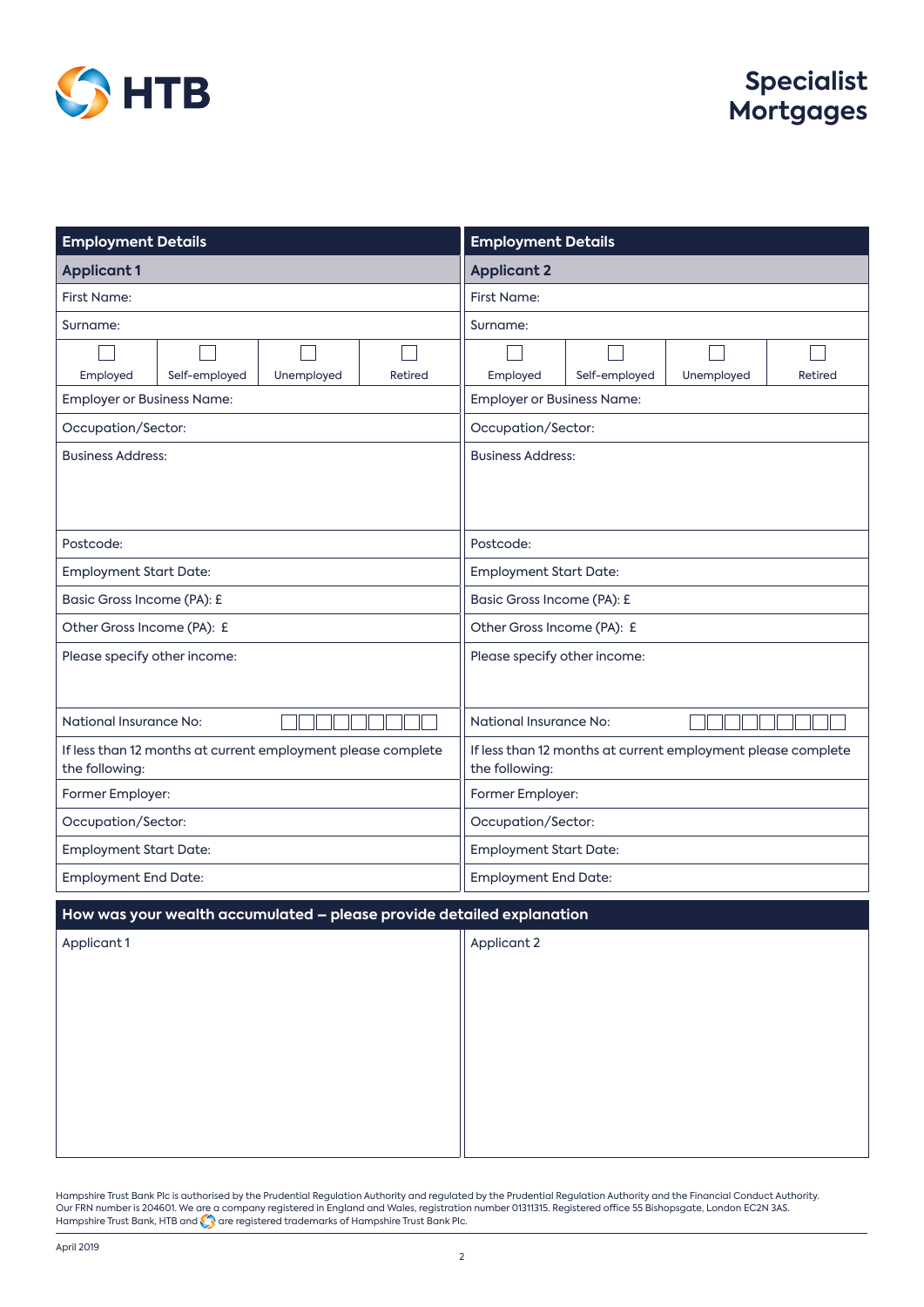HTB

# Specialist Mortgages

| Employment Details | Employment Details |
|---|---|
| **Applicant 1** | **Applicant 2** |
| First Name: | First Name: |
| Surname: | Surname: |
| ☐ Employed ☐ Self-employed ☐ Unemployed ☐ Retired | ☐ Employed ☐ Self-employed ☐ Unemployed ☐ Retired |
| Employer or Business Name: | Employer or Business Name: |
| Occupation/Sector: | Occupation/Sector: |
| Business Address: | Business Address: |
| Postcode: | Postcode: |
| Employment Start Date: | Employment Start Date: |
| Basic Gross Income (PA): £ | Basic Gross Income (PA): £ |
| Other Gross Income (PA): £ | Other Gross Income (PA): £ |
| Please specify other income: | Please specify other income: |
| National Insurance No: ☐☐☐☐☐☐☐☐☐ | National Insurance No: ☐☐☐☐☐☐☐☐☐ |
| If less than 12 months at current employment please complete the following: | If less than 12 months at current employment please complete the following: |
| Former Employer: | Former Employer: |
| Occupation/Sector: | Occupation/Sector: |
| Employment Start Date: | Employment Start Date: |
| Employment End Date: | Employment End Date: |

| How was your wealth accumulated – please provide detailed explanation | |
|---|---|
| Applicant 1 | Applicant 2 |

Hampshire Trust Bank Plc is authorised by the Prudential Regulation Authority and regulated by the Prudential Regulation Authority and the Financial Conduct Authority. Our FRN number is 204601. We are a company registered in England and Wales, registration number 01311315. Registered office 55 Bishopsgate, London EC2N 3AS. Hampshire Trust Bank, HTB and are registered trademarks of Hampshire Trust Bank Plc.

April 2019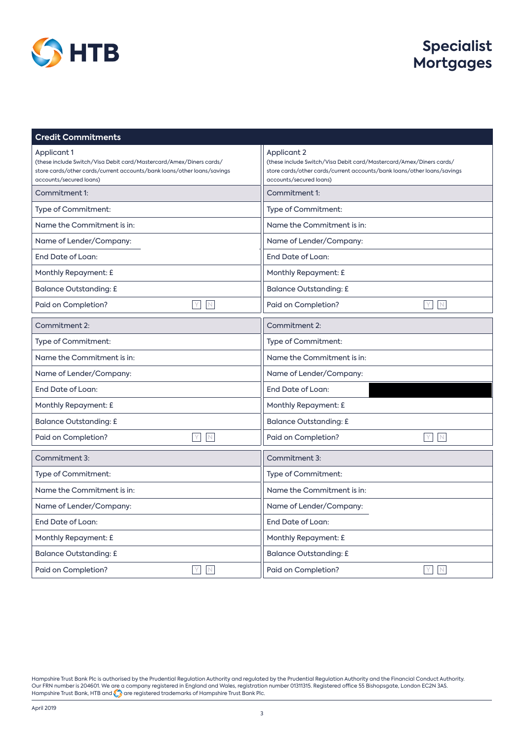## Credit Commitments

| Applicant 1<br>(these include Switch/Visa Debit card/Mastercard/Amex/Diners cards/ store cards/other cards/current accounts/bank loans/other loans/savings accounts/secured loans) | Applicant 2<br>(these include Switch/Visa Debit card/Mastercard/Amex/Diners cards/ store cards/other cards/current accounts/bank loans/other loans/savings accounts/secured loans) |
|---|---|
| Commitment 1: | Commitment 1: |
| Type of Commitment: | Type of Commitment: |
| Name the Commitment is in: | Name the Commitment is in: |
| Name of Lender/Company: | Name of Lender/Company: |
| End Date of Loan: | End Date of Loan: |
| Monthly Repayment: £ | Monthly Repayment: £ |
| Balance Outstanding: £ | Balance Outstanding: £ |
| Paid on Completion? Y N | Paid on Completion? Y N |
| Commitment 2: | Commitment 2: |
| Type of Commitment: | Type of Commitment: |
| Name the Commitment is in: | Name the Commitment is in: |
| Name of Lender/Company: | Name of Lender/Company: |
| End Date of Loan: | End Date of Loan: |
| Monthly Repayment: £ | Monthly Repayment: £ |
| Balance Outstanding: £ | Balance Outstanding: £ |
| Paid on Completion? Y N | Paid on Completion? Y N |
| Commitment 3: | Commitment 3: |
| Type of Commitment: | Type of Commitment: |
| Name the Commitment is in: | Name the Commitment is in: |
| Name of Lender/Company: | Name of Lender/Company: |
| End Date of Loan: | End Date of Loan: |
| Monthly Repayment: £ | Monthly Repayment: £ |
| Balance Outstanding: £ | Balance Outstanding: £ |
| Paid on Completion? Y N | Paid on Completion? Y N |

Hampshire Trust Bank Plc is authorised by the Prudential Regulation Authority and regulated by the Prudential Regulation Authority and the Financial Conduct Authority. Our FRN number is 204601. We are a company registered in England and Wales, registration number 01311315. Registered office 55 Bishopsgate, London EC2N 3AS. Hampshire Trust Bank, HTB and are registered trademarks of Hampshire Trust Bank Plc.

April 2019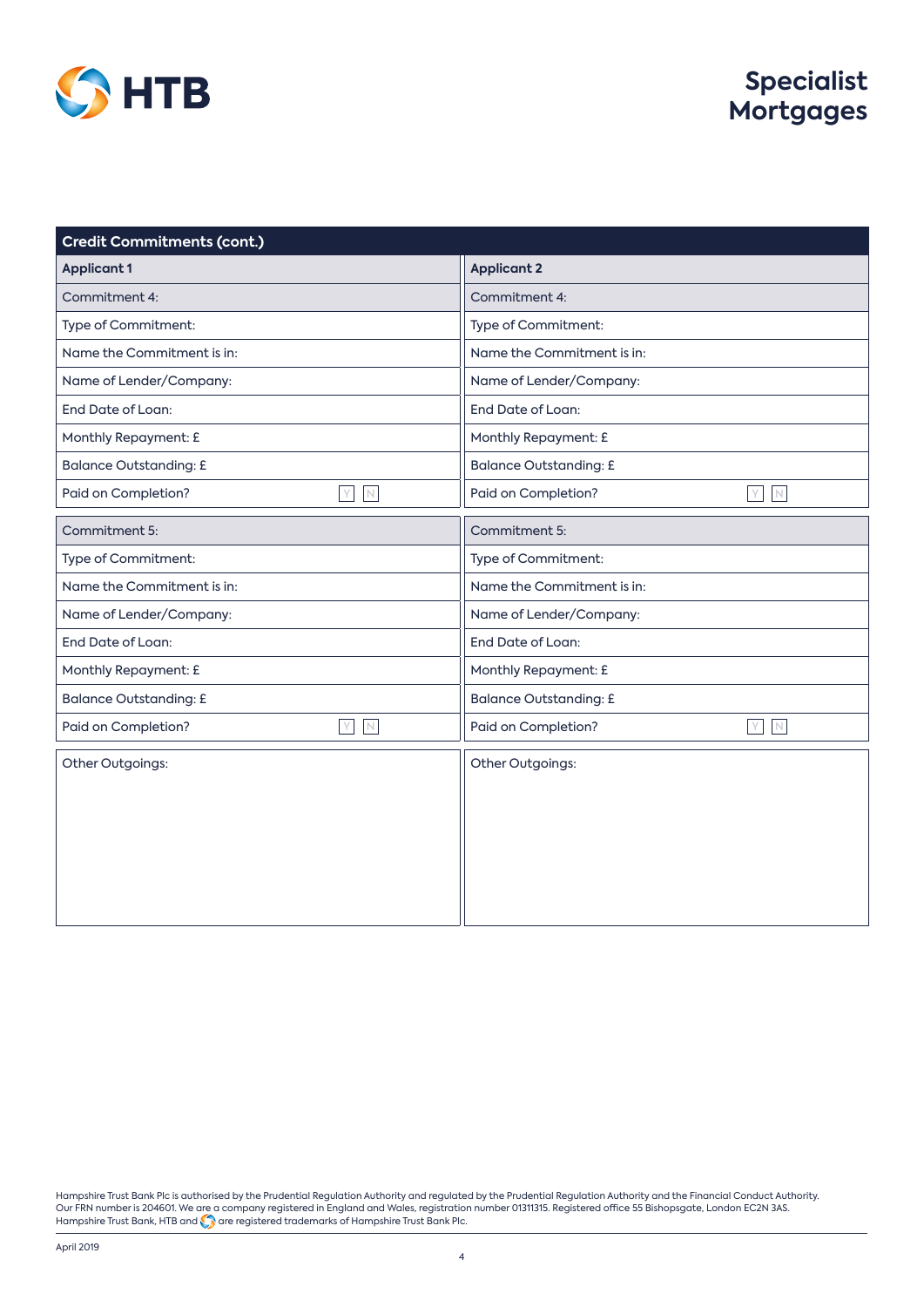**Specialist Mortgages**

| Credit Commitments (cont.) | |
|---|---|
| **Applicant 1** | **Applicant 2** |
| Commitment 4: | Commitment 4: |
| Type of Commitment: | Type of Commitment: |
| Name the Commitment is in: | Name the Commitment is in: |
| Name of Lender/Company: | Name of Lender/Company: |
| End Date of Loan: | End Date of Loan: |
| Monthly Repayment: £ | Monthly Repayment: £ |
| Balance Outstanding: £ | Balance Outstanding: £ |
| Paid on Completion? Y N | Paid on Completion? Y N |
| Commitment 5: | Commitment 5: |
| Type of Commitment: | Type of Commitment: |
| Name the Commitment is in: | Name the Commitment is in: |
| Name of Lender/Company: | Name of Lender/Company: |
| End Date of Loan: | End Date of Loan: |
| Monthly Repayment: £ | Monthly Repayment: £ |
| Balance Outstanding: £ | Balance Outstanding: £ |
| Paid on Completion? Y N | Paid on Completion? Y N |
| Other Outgoings: | Other Outgoings: |

Hampshire Trust Bank Plc is authorised by the Prudential Regulation Authority and regulated by the Prudential Regulation Authority and the Financial Conduct Authority. Our FRN number is 204601. We are a company registered in England and Wales, registration number 01311315. Registered office 55 Bishopsgate, London EC2N 3AS. Hampshire Trust Bank, HTB and are registered trademarks of Hampshire Trust Bank Plc.

April 2019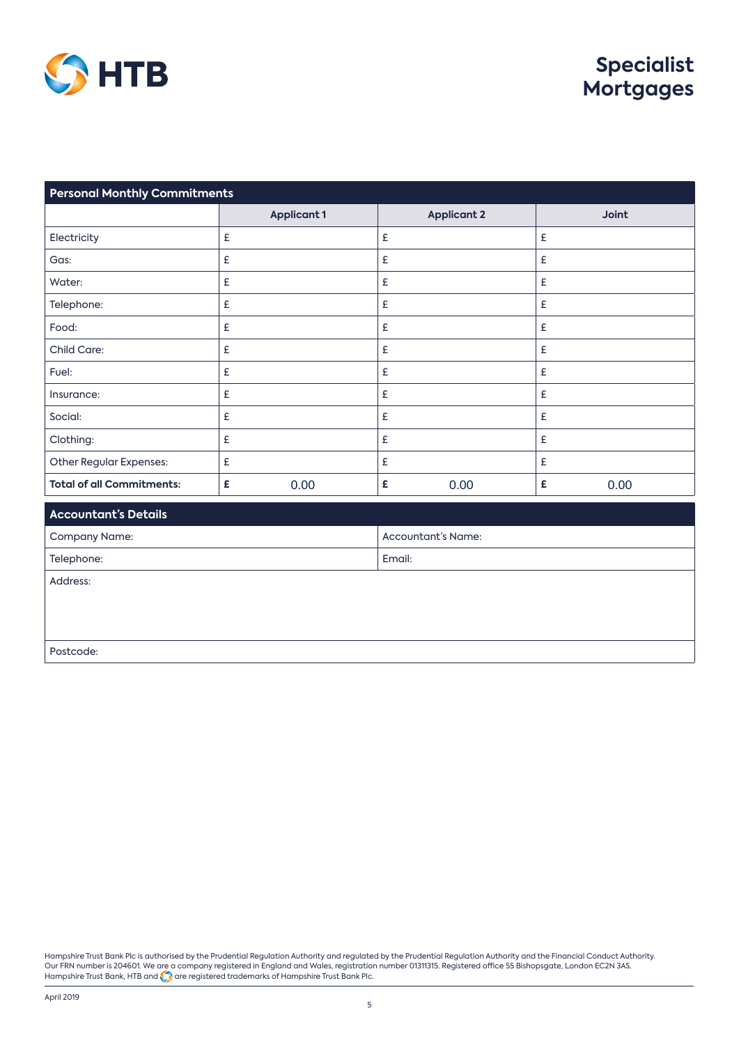HTB

# Specialist Mortgages

## Personal Monthly Commitments

| | Applicant 1 | Applicant 2 | Joint |
|---|---|---|---|
| Electricity | £ | £ | £ |
| Gas: | £ | £ | £ |
| Water: | £ | £ | £ |
| Telephone: | £ | £ | £ |
| Food: | £ | £ | £ |
| Child Care: | £ | £ | £ |
| Fuel: | £ | £ | £ |
| Insurance: | £ | £ | £ |
| Social: | £ | £ | £ |
| Clothing: | £ | £ | £ |
| Other Regular Expenses: | £ | £ | £ |
| **Total of all Commitments:** | **£** 0.00 | **£** 0.00 | **£** 0.00 |

## Accountant's Details

| | |
|---|---|
| Company Name: | Accountant's Name: |
| Telephone: | Email: |
| Address: | |
| Postcode: | |

Hampshire Trust Bank Plc is authorised by the Prudential Regulation Authority and regulated by the Prudential Regulation Authority and the Financial Conduct Authority. Our FRN number is 204601. We are a company registered in England and Wales, registration number 01311315. Registered office 55 Bishopsgate, London EC2N 3AS. Hampshire Trust Bank, HTB and are registered trademarks of Hampshire Trust Bank Plc.

April 2019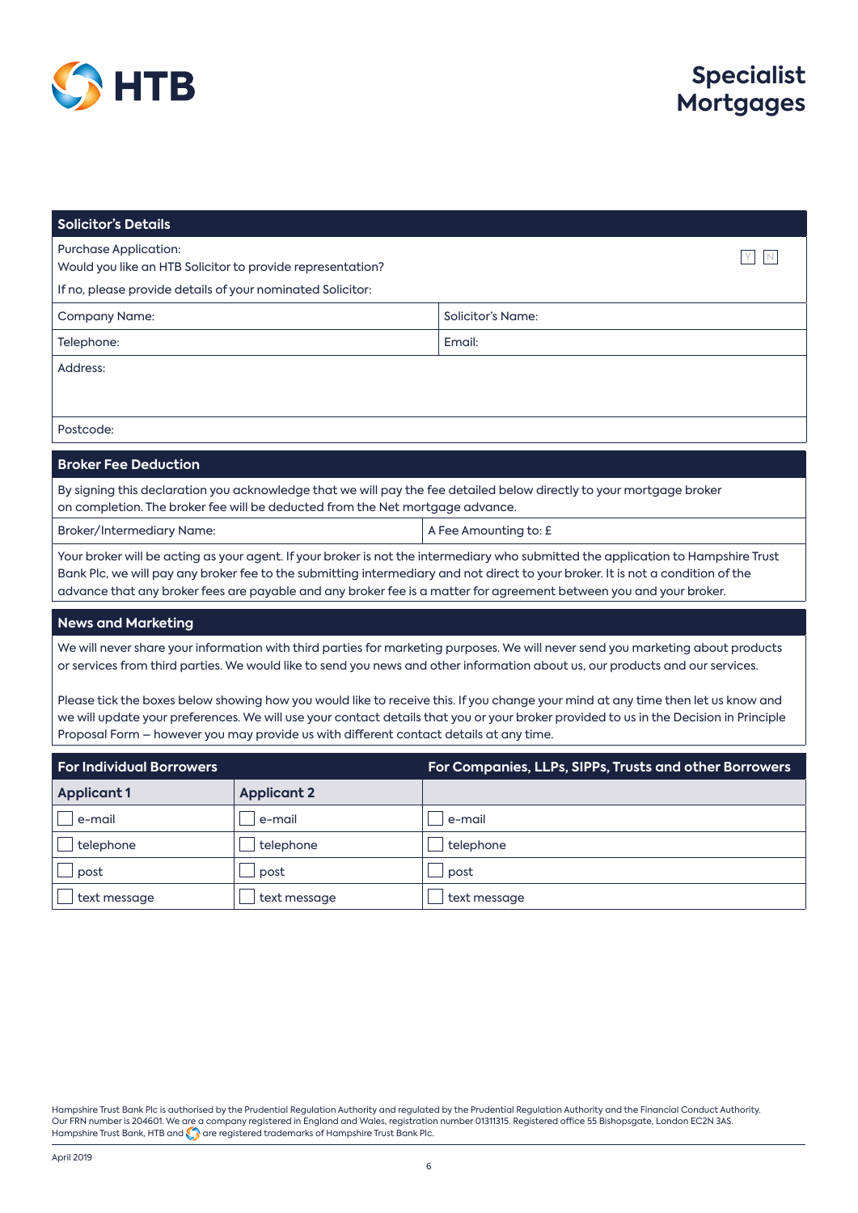HTB

# Specialist Mortgages

## Solicitor's Details

Purchase Application:
Would you like an HTB Solicitor to provide representation? Y N

If no, please provide details of your nominated Solicitor:

| | |
|---|---|
| Company Name: | Solicitor's Name: |
| Telephone: | Email: |
| Address: | |
| Postcode: | |

## Broker Fee Deduction

By signing this declaration you acknowledge that we will pay the fee detailed below directly to your mortgage broker on completion. The broker fee will be deducted from the Net mortgage advance.

| | |
|---|---|
| Broker/Intermediary Name: | A Fee Amounting to: £ |

Your broker will be acting as your agent. If your broker is not the intermediary who submitted the application to Hampshire Trust Bank Plc, we will pay any broker fee to the submitting intermediary and not direct to your broker. It is not a condition of the advance that any broker fees are payable and any broker fee is a matter for agreement between you and your broker.

## News and Marketing

We will never share your information with third parties for marketing purposes. We will never send you marketing about products or services from third parties. We would like to send you news and other information about us, our products and our services.

Please tick the boxes below showing how you would like to receive this. If you change your mind at any time then let us know and we will update your preferences. We will use your contact details that you or your broker provided to us in the Decision in Principle Proposal Form – however you may provide us with different contact details at any time.

| For Individual Borrowers | | For Companies, LLPs, SIPPs, Trusts and other Borrowers |
|---|---|---|
| **Applicant 1** | **Applicant 2** | |
| ☐ e-mail | ☐ e-mail | ☐ e-mail |
| ☐ telephone | ☐ telephone | ☐ telephone |
| ☐ post | ☐ post | ☐ post |
| ☐ text message | ☐ text message | ☐ text message |

Hampshire Trust Bank Plc is authorised by the Prudential Regulation Authority and regulated by the Prudential Regulation Authority and the Financial Conduct Authority. Our FRN number is 204601. We are a company registered in England and Wales, registration number 01311315. Registered office 55 Bishopsgate, London EC2N 3AS. Hampshire Trust Bank, HTB and are registered trademarks of Hampshire Trust Bank Plc.

April 2019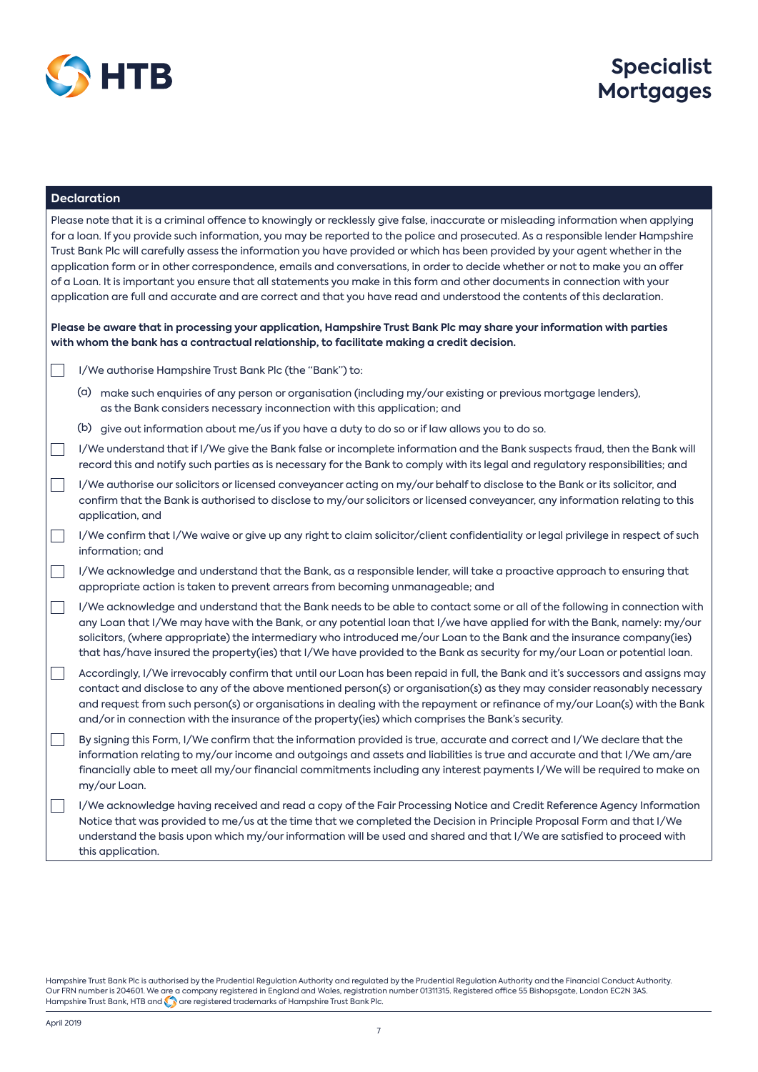## Declaration

Please note that it is a criminal offence to knowingly or recklessly give false, inaccurate or misleading information when applying for a loan. If you provide such information, you may be reported to the police and prosecuted. As a responsible lender Hampshire Trust Bank Plc will carefully assess the information you have provided or which has been provided by your agent whether in the application form or in other correspondence, emails and conversations, in order to decide whether or not to make you an offer of a Loan. It is important you ensure that all statements you make in this form and other documents in connection with your application are full and accurate and are correct and that you have read and understood the contents of this declaration.

**Please be aware that in processing your application, Hampshire Trust Bank Plc may share your information with parties with whom the bank has a contractual relationship, to facilitate making a credit decision.**

- ☐ I/We authorise Hampshire Trust Bank Plc (the "Bank") to:
  - (a) make such enquiries of any person or organisation (including my/our existing or previous mortgage lenders), as the Bank considers necessary inconnection with this application; and
  - (b) give out information about me/us if you have a duty to do so or if law allows you to do so.
- ☐ I/We understand that if I/We give the Bank false or incomplete information and the Bank suspects fraud, then the Bank will record this and notify such parties as is necessary for the Bank to comply with its legal and regulatory responsibilities; and
- ☐ I/We authorise our solicitors or licensed conveyancer acting on my/our behalf to disclose to the Bank or its solicitor, and confirm that the Bank is authorised to disclose to my/our solicitors or licensed conveyancer, any information relating to this application, and
- ☐ I/We confirm that I/We waive or give up any right to claim solicitor/client confidentiality or legal privilege in respect of such information; and
- ☐ I/We acknowledge and understand that the Bank, as a responsible lender, will take a proactive approach to ensuring that appropriate action is taken to prevent arrears from becoming unmanageable; and
- ☐ I/We acknowledge and understand that the Bank needs to be able to contact some or all of the following in connection with any Loan that I/We may have with the Bank, or any potential loan that I/we have applied for with the Bank, namely: my/our solicitors, (where appropriate) the intermediary who introduced me/our Loan to the Bank and the insurance company(ies) that has/have insured the property(ies) that I/We have provided to the Bank as security for my/our Loan or potential loan.
- ☐ Accordingly, I/We irrevocably confirm that until our Loan has been repaid in full, the Bank and it's successors and assigns may contact and disclose to any of the above mentioned person(s) or organisation(s) as they may consider reasonably necessary and request from such person(s) or organisations in dealing with the repayment or refinance of my/our Loan(s) with the Bank and/or in connection with the insurance of the property(ies) which comprises the Bank's security.
- ☐ By signing this Form, I/We confirm that the information provided is true, accurate and correct and I/We declare that the information relating to my/our income and outgoings and assets and liabilities is true and accurate and that I/We am/are financially able to meet all my/our financial commitments including any interest payments I/We will be required to make on my/our Loan.
- ☐ I/We acknowledge having received and read a copy of the Fair Processing Notice and Credit Reference Agency Information Notice that was provided to me/us at the time that we completed the Decision in Principle Proposal Form and that I/We understand the basis upon which my/our information will be used and shared and that I/We are satisfied to proceed with this application.

Hampshire Trust Bank Plc is authorised by the Prudential Regulation Authority and regulated by the Prudential Regulation Authority and the Financial Conduct Authority. Our FRN number is 204601. We are a company registered in England and Wales, registration number 01311315. Registered office 55 Bishopsgate, London EC2N 3AS. Hampshire Trust Bank, HTB and are registered trademarks of Hampshire Trust Bank Plc.

April 2019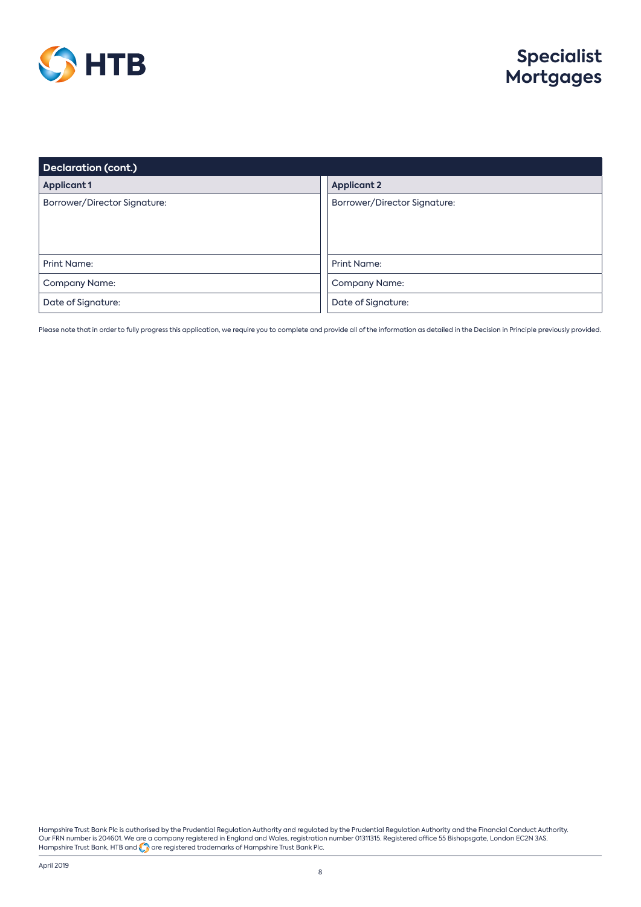## Declaration (cont.)

| Applicant 1 | Applicant 2 |
| --- | --- |
| Borrower/Director Signature: | Borrower/Director Signature: |
| Print Name: | Print Name: |
| Company Name: | Company Name: |
| Date of Signature: | Date of Signature: |

Please note that in order to fully progress this application, we require you to complete and provide all of the information as detailed in the Decision in Principle previously provided.

Hampshire Trust Bank Plc is authorised by the Prudential Regulation Authority and regulated by the Prudential Regulation Authority and the Financial Conduct Authority. Our FRN number is 204601. We are a company registered in England and Wales, registration number 01311315. Registered office 55 Bishopsgate, London EC2N 3AS. Hampshire Trust Bank, HTB and are registered trademarks of Hampshire Trust Bank Plc.

April 2019